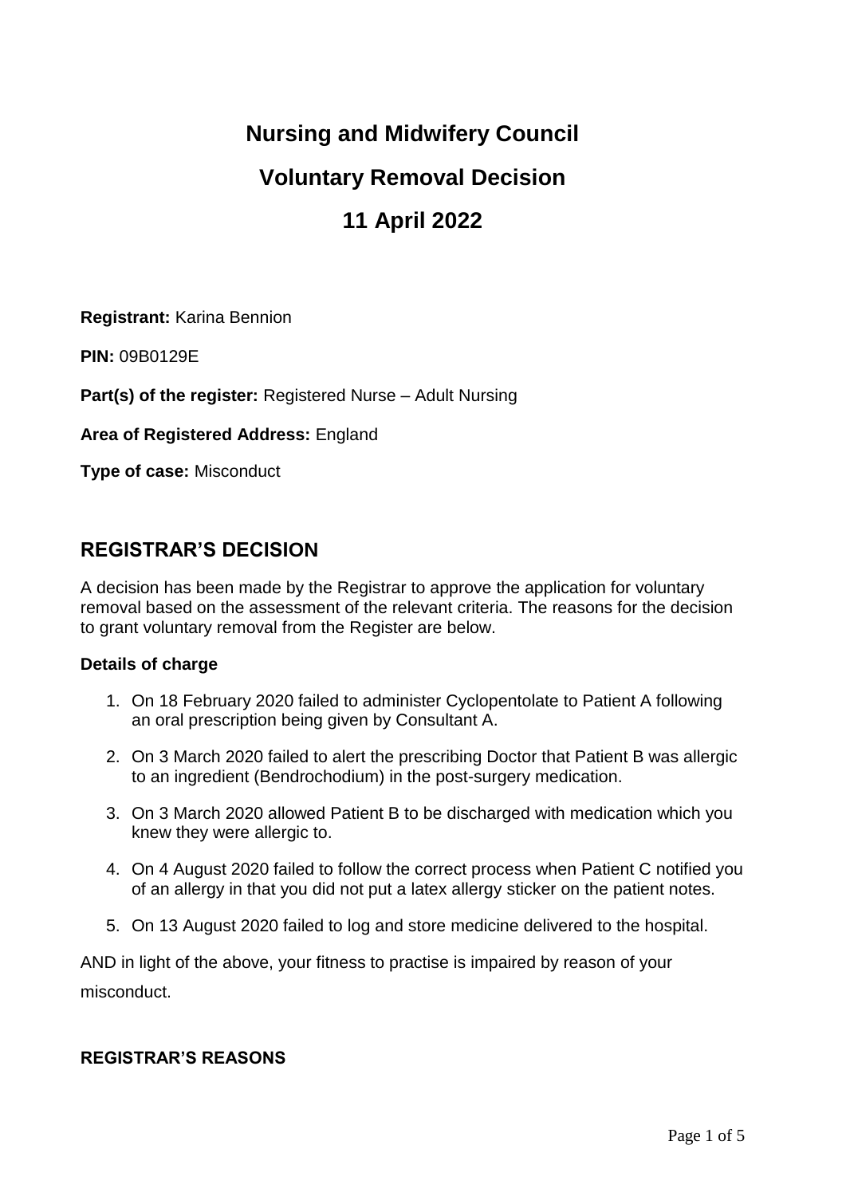# Nursing and Midwifery Council

# Voluntary Removal Decision

# 11 April 2022

**Registrant:** Karina Bennion

**PIN:** 09B0129E

**Part(s) of the register:** Registered Nurse – Adult Nursing

**Area of Registered Address:** England

**Type of case:** Misconduct

## REGISTRAR'S DECISION

A decision has been made by the Registrar to approve the application for voluntary removal based on the assessment of the relevant criteria. The reasons for the decision to grant voluntary removal from the Register are below.

**Details of charge**

1. On 18 February 2020 failed to administer Cyclopentolate to Patient A following an oral prescription being given by Consultant A.
2. On 3 March 2020 failed to alert the prescribing Doctor that Patient B was allergic to an ingredient (Bendrochodium) in the post-surgery medication.
3. On 3 March 2020 allowed Patient B to be discharged with medication which you knew they were allergic to.
4. On 4 August 2020 failed to follow the correct process when Patient C notified you of an allergy in that you did not put a latex allergy sticker on the patient notes.
5. On 13 August 2020 failed to log and store medicine delivered to the hospital.

AND in light of the above, your fitness to practise is impaired by reason of your misconduct.

**REGISTRAR'S REASONS**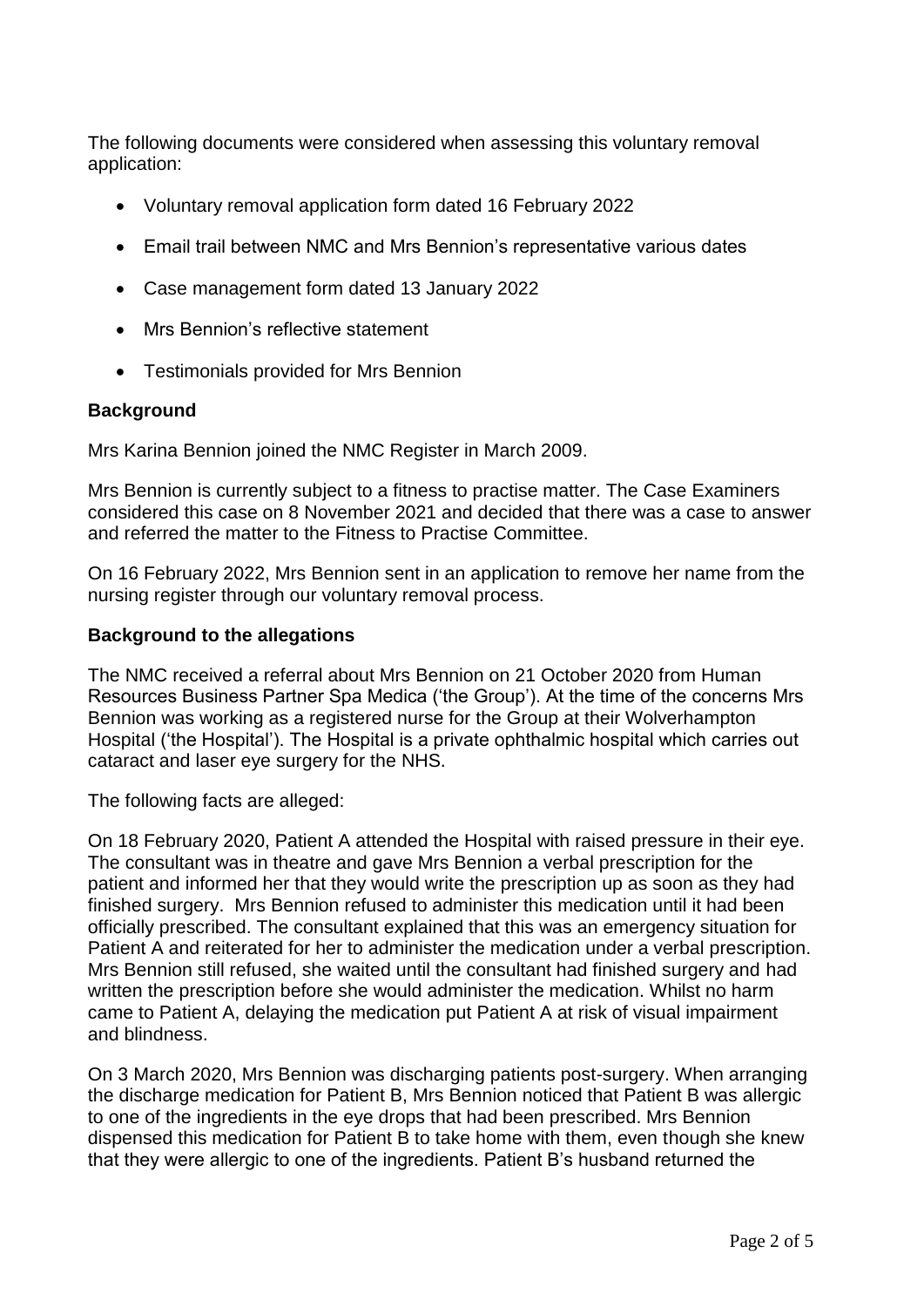The following documents were considered when assessing this voluntary removal application:

- Voluntary removal application form dated 16 February 2022
- Email trail between NMC and Mrs Bennion's representative various dates
- Case management form dated 13 January 2022
- Mrs Bennion's reflective statement
- Testimonials provided for Mrs Bennion

**Background**

Mrs Karina Bennion joined the NMC Register in March 2009.

Mrs Bennion is currently subject to a fitness to practise matter. The Case Examiners considered this case on 8 November 2021 and decided that there was a case to answer and referred the matter to the Fitness to Practise Committee.

On 16 February 2022, Mrs Bennion sent in an application to remove her name from the nursing register through our voluntary removal process.

**Background to the allegations**

The NMC received a referral about Mrs Bennion on 21 October 2020 from Human Resources Business Partner Spa Medica ('the Group'). At the time of the concerns Mrs Bennion was working as a registered nurse for the Group at their Wolverhampton Hospital ('the Hospital'). The Hospital is a private ophthalmic hospital which carries out cataract and laser eye surgery for the NHS.

The following facts are alleged:

On 18 February 2020, Patient A attended the Hospital with raised pressure in their eye. The consultant was in theatre and gave Mrs Bennion a verbal prescription for the patient and informed her that they would write the prescription up as soon as they had finished surgery. Mrs Bennion refused to administer this medication until it had been officially prescribed. The consultant explained that this was an emergency situation for Patient A and reiterated for her to administer the medication under a verbal prescription. Mrs Bennion still refused, she waited until the consultant had finished surgery and had written the prescription before she would administer the medication. Whilst no harm came to Patient A, delaying the medication put Patient A at risk of visual impairment and blindness.

On 3 March 2020, Mrs Bennion was discharging patients post-surgery. When arranging the discharge medication for Patient B, Mrs Bennion noticed that Patient B was allergic to one of the ingredients in the eye drops that had been prescribed. Mrs Bennion dispensed this medication for Patient B to take home with them, even though she knew that they were allergic to one of the ingredients. Patient B's husband returned the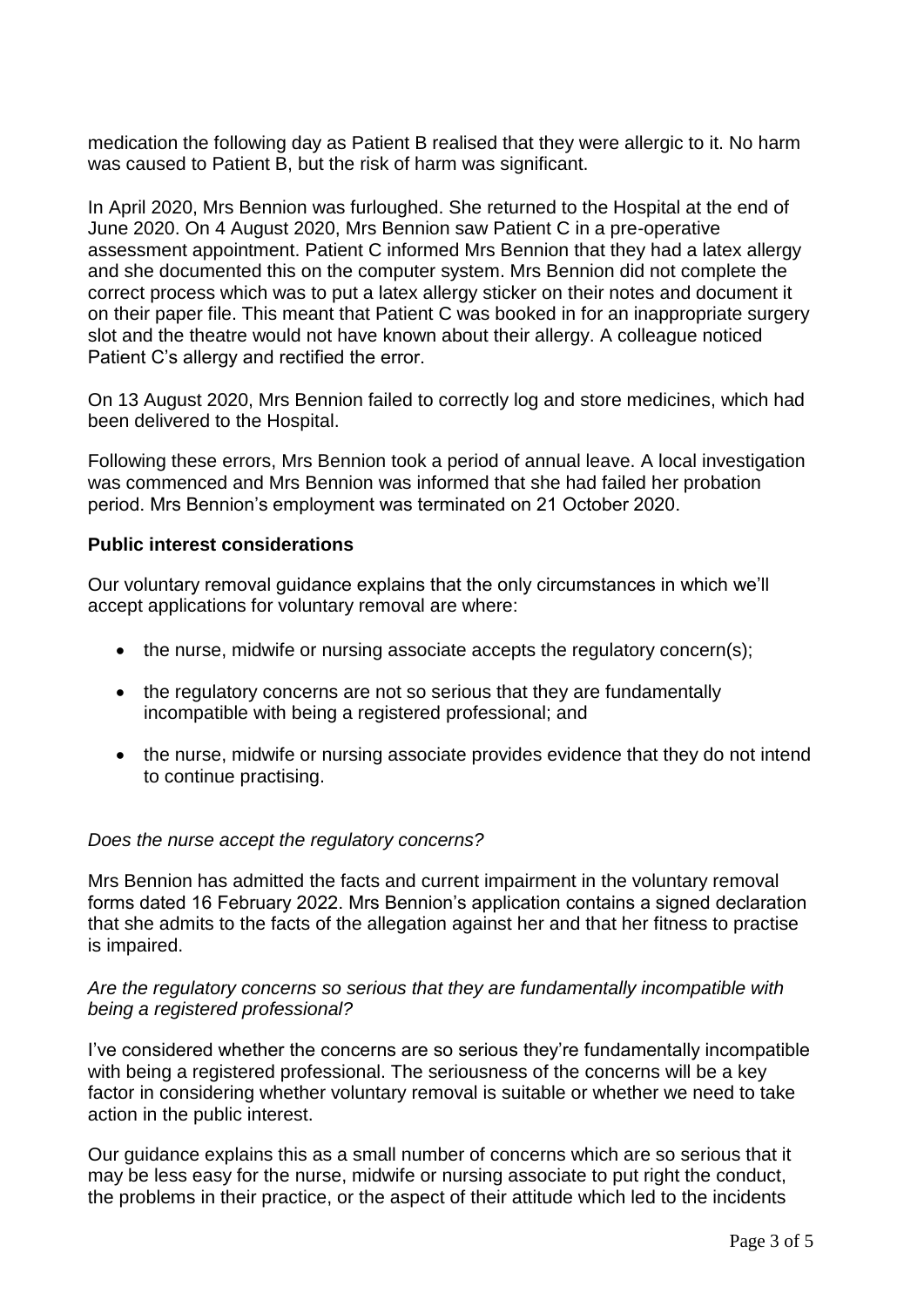medication the following day as Patient B realised that they were allergic to it. No harm was caused to Patient B, but the risk of harm was significant.

In April 2020, Mrs Bennion was furloughed. She returned to the Hospital at the end of June 2020. On 4 August 2020, Mrs Bennion saw Patient C in a pre-operative assessment appointment. Patient C informed Mrs Bennion that they had a latex allergy and she documented this on the computer system. Mrs Bennion did not complete the correct process which was to put a latex allergy sticker on their notes and document it on their paper file. This meant that Patient C was booked in for an inappropriate surgery slot and the theatre would not have known about their allergy. A colleague noticed Patient C's allergy and rectified the error.

On 13 August 2020, Mrs Bennion failed to correctly log and store medicines, which had been delivered to the Hospital.

Following these errors, Mrs Bennion took a period of annual leave. A local investigation was commenced and Mrs Bennion was informed that she had failed her probation period. Mrs Bennion's employment was terminated on 21 October 2020.

**Public interest considerations**

Our voluntary removal guidance explains that the only circumstances in which we'll accept applications for voluntary removal are where:

- the nurse, midwife or nursing associate accepts the regulatory concern(s);
- the regulatory concerns are not so serious that they are fundamentally incompatible with being a registered professional; and
- the nurse, midwife or nursing associate provides evidence that they do not intend to continue practising.

*Does the nurse accept the regulatory concerns?*

Mrs Bennion has admitted the facts and current impairment in the voluntary removal forms dated 16 February 2022. Mrs Bennion's application contains a signed declaration that she admits to the facts of the allegation against her and that her fitness to practise is impaired.

*Are the regulatory concerns so serious that they are fundamentally incompatible with being a registered professional?*

I've considered whether the concerns are so serious they're fundamentally incompatible with being a registered professional. The seriousness of the concerns will be a key factor in considering whether voluntary removal is suitable or whether we need to take action in the public interest.

Our guidance explains this as a small number of concerns which are so serious that it may be less easy for the nurse, midwife or nursing associate to put right the conduct, the problems in their practice, or the aspect of their attitude which led to the incidents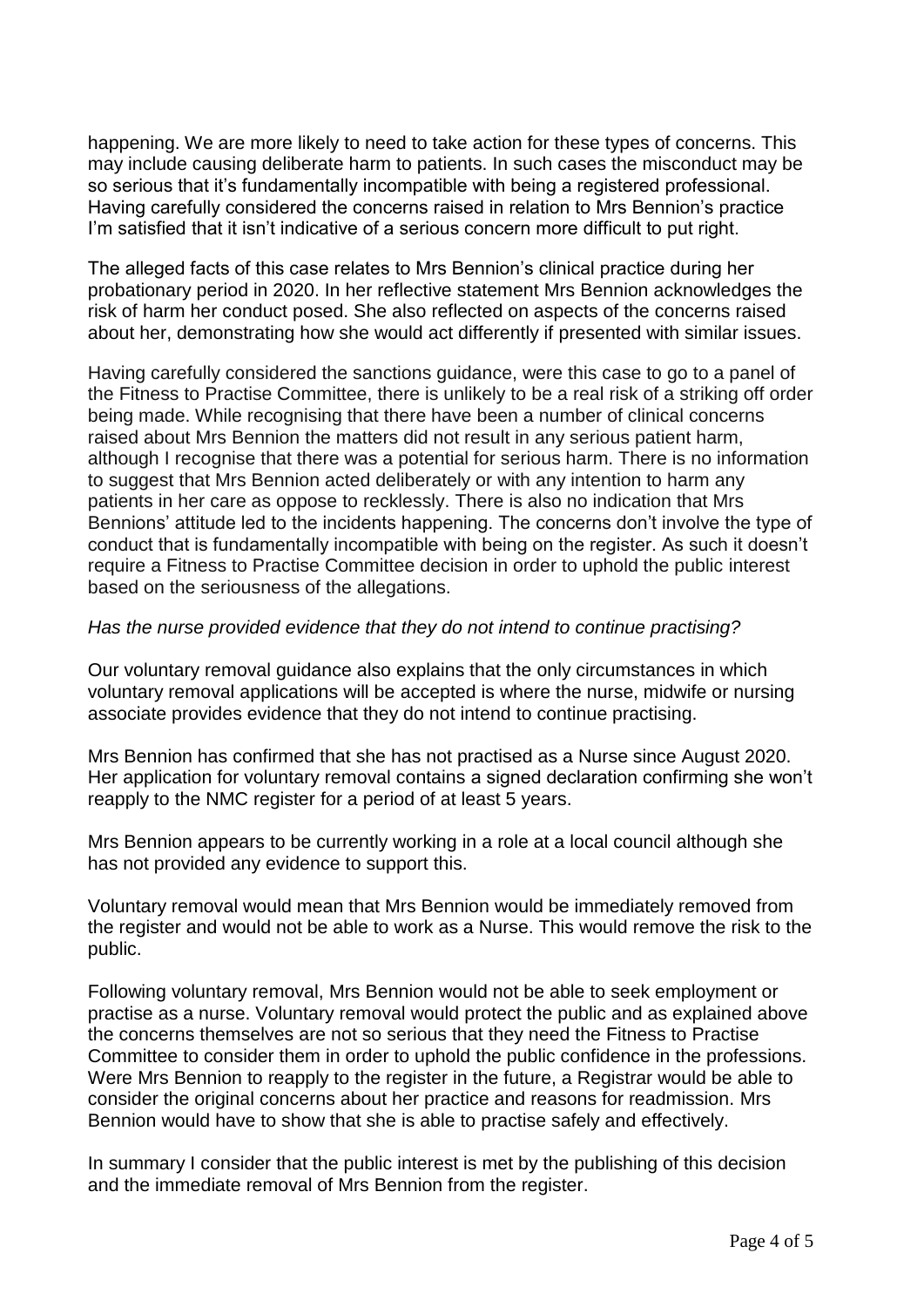happening. We are more likely to need to take action for these types of concerns. This may include causing deliberate harm to patients. In such cases the misconduct may be so serious that it's fundamentally incompatible with being a registered professional. Having carefully considered the concerns raised in relation to Mrs Bennion's practice I'm satisfied that it isn't indicative of a serious concern more difficult to put right.

The alleged facts of this case relates to Mrs Bennion's clinical practice during her probationary period in 2020. In her reflective statement Mrs Bennion acknowledges the risk of harm her conduct posed. She also reflected on aspects of the concerns raised about her, demonstrating how she would act differently if presented with similar issues.

Having carefully considered the sanctions guidance, were this case to go to a panel of the Fitness to Practise Committee, there is unlikely to be a real risk of a striking off order being made. While recognising that there have been a number of clinical concerns raised about Mrs Bennion the matters did not result in any serious patient harm, although I recognise that there was a potential for serious harm. There is no information to suggest that Mrs Bennion acted deliberately or with any intention to harm any patients in her care as oppose to recklessly. There is also no indication that Mrs Bennions' attitude led to the incidents happening. The concerns don't involve the type of conduct that is fundamentally incompatible with being on the register. As such it doesn't require a Fitness to Practise Committee decision in order to uphold the public interest based on the seriousness of the allegations.

*Has the nurse provided evidence that they do not intend to continue practising?*

Our voluntary removal guidance also explains that the only circumstances in which voluntary removal applications will be accepted is where the nurse, midwife or nursing associate provides evidence that they do not intend to continue practising.

Mrs Bennion has confirmed that she has not practised as a Nurse since August 2020. Her application for voluntary removal contains a signed declaration confirming she won't reapply to the NMC register for a period of at least 5 years.

Mrs Bennion appears to be currently working in a role at a local council although she has not provided any evidence to support this.

Voluntary removal would mean that Mrs Bennion would be immediately removed from the register and would not be able to work as a Nurse. This would remove the risk to the public.

Following voluntary removal, Mrs Bennion would not be able to seek employment or practise as a nurse. Voluntary removal would protect the public and as explained above the concerns themselves are not so serious that they need the Fitness to Practise Committee to consider them in order to uphold the public confidence in the professions. Were Mrs Bennion to reapply to the register in the future, a Registrar would be able to consider the original concerns about her practice and reasons for readmission. Mrs Bennion would have to show that she is able to practise safely and effectively.

In summary I consider that the public interest is met by the publishing of this decision and the immediate removal of Mrs Bennion from the register.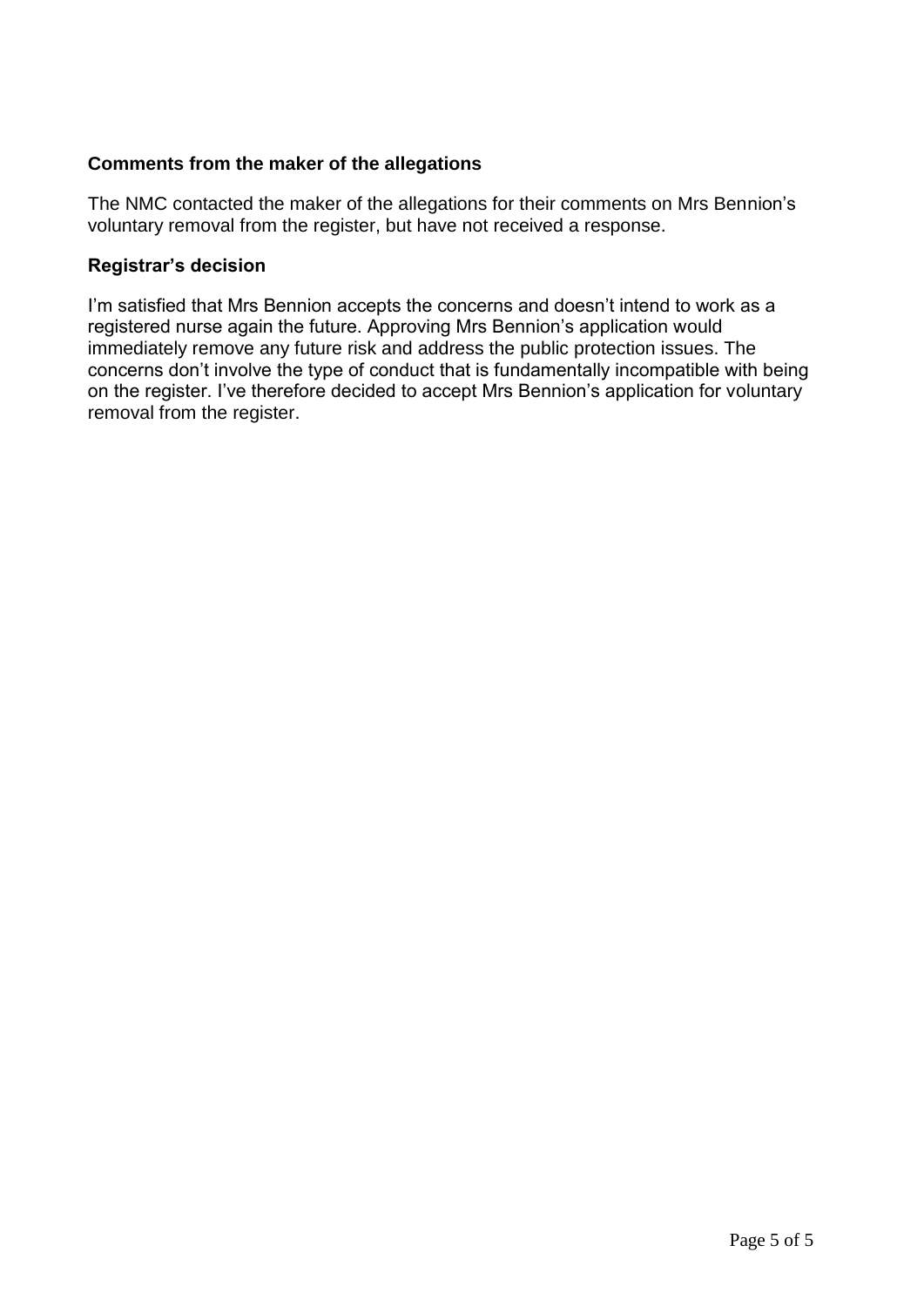**Comments from the maker of the allegations**

The NMC contacted the maker of the allegations for their comments on Mrs Bennion's voluntary removal from the register, but have not received a response.

**Registrar's decision**

I'm satisfied that Mrs Bennion accepts the concerns and doesn't intend to work as a registered nurse again the future. Approving Mrs Bennion's application would immediately remove any future risk and address the public protection issues. The concerns don't involve the type of conduct that is fundamentally incompatible with being on the register. I've therefore decided to accept Mrs Bennion's application for voluntary removal from the register.